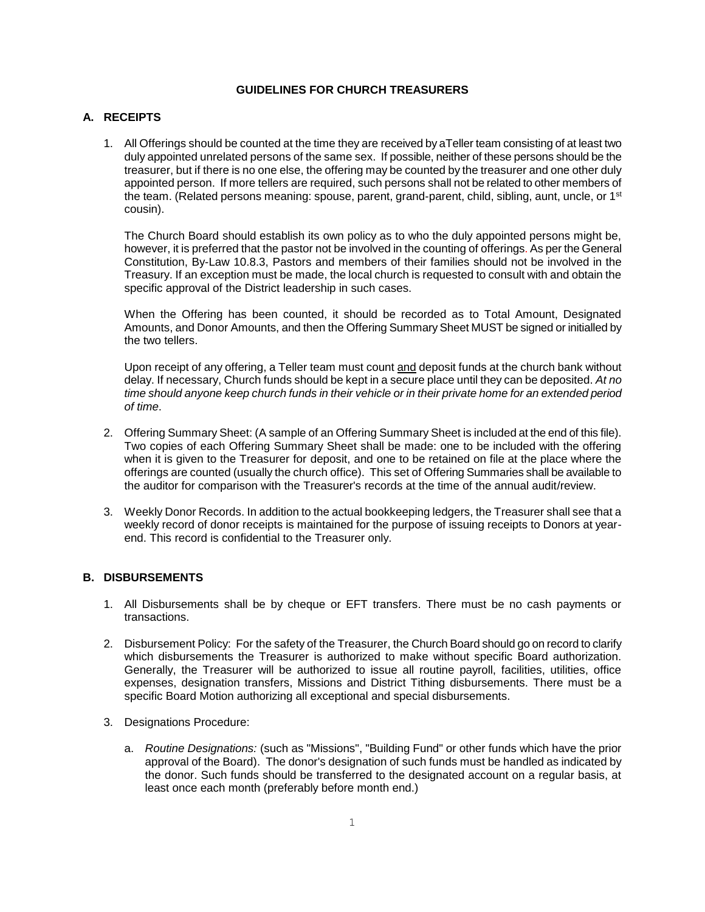# GUIDELINES FOR CHURCH TREASURERS

## A. RECEIPTS

1. All Offerings should be counted at the time they are received by aTeller team consisting of at least two duly appointed unrelated persons of the same sex. If possible, neither of these persons should be the treasurer, but if there is no one else, the offering may be counted by the treasurer and one other duly appointed person. If more tellers are required, such persons shall not be related to other members of the team. (Related persons meaning: spouse, parent, grand-parent, child, sibling, aunt, uncle, or 1st cousin).

   The Church Board should establish its own policy as to who the duly appointed persons might be, however, it is preferred that the pastor not be involved in the counting of offerings. As per the General Constitution, By-Law 10.8.3, Pastors and members of their families should not be involved in the Treasury. If an exception must be made, the local church is requested to consult with and obtain the specific approval of the District leadership in such cases.

   When the Offering has been counted, it should be recorded as to Total Amount, Designated Amounts, and Donor Amounts, and then the Offering Summary Sheet MUST be signed or initialled by the two tellers.

   Upon receipt of any offering, a Teller team must count <u>and</u> deposit funds at the church bank without delay. If necessary, Church funds should be kept in a secure place until they can be deposited. *At no time should anyone keep church funds in their vehicle or in their private home for an extended period of time*.

2. Offering Summary Sheet: (A sample of an Offering Summary Sheet is included at the end of this file). Two copies of each Offering Summary Sheet shall be made: one to be included with the offering when it is given to the Treasurer for deposit, and one to be retained on file at the place where the offerings are counted (usually the church office). This set of Offering Summaries shall be available to the auditor for comparison with the Treasurer's records at the time of the annual audit/review.

3. Weekly Donor Records. In addition to the actual bookkeeping ledgers, the Treasurer shall see that a weekly record of donor receipts is maintained for the purpose of issuing receipts to Donors at year-end. This record is confidential to the Treasurer only.

## B. DISBURSEMENTS

1. All Disbursements shall be by cheque or EFT transfers. There must be no cash payments or transactions.

2. Disbursement Policy: For the safety of the Treasurer, the Church Board should go on record to clarify which disbursements the Treasurer is authorized to make without specific Board authorization. Generally, the Treasurer will be authorized to issue all routine payroll, facilities, utilities, office expenses, designation transfers, Missions and District Tithing disbursements. There must be a specific Board Motion authorizing all exceptional and special disbursements.

3. Designations Procedure:

   a. *Routine Designations:* (such as "Missions", "Building Fund" or other funds which have the prior approval of the Board). The donor's designation of such funds must be handled as indicated by the donor. Such funds should be transferred to the designated account on a regular basis, at least once each month (preferably before month end.)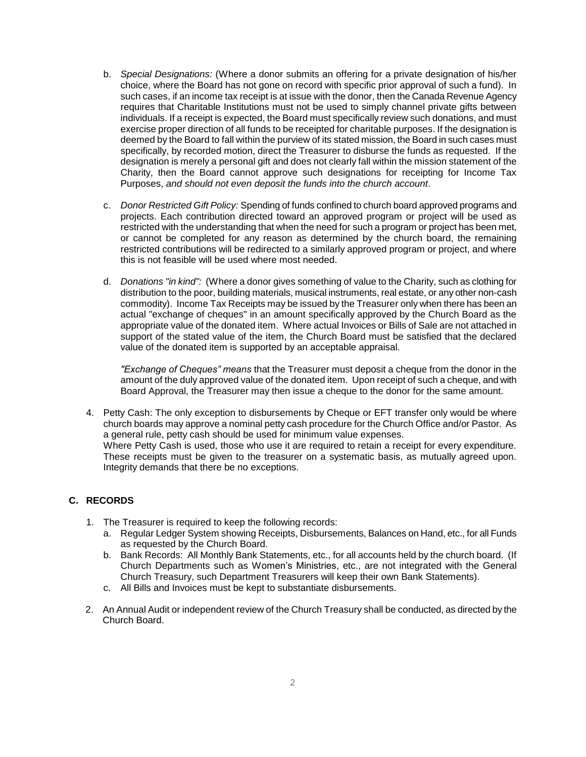b. *Special Designations:* (Where a donor submits an offering for a private designation of his/her choice, where the Board has not gone on record with specific prior approval of such a fund). In such cases, if an income tax receipt is at issue with the donor, then the Canada Revenue Agency requires that Charitable Institutions must not be used to simply channel private gifts between individuals. If a receipt is expected, the Board must specifically review such donations, and must exercise proper direction of all funds to be receipted for charitable purposes. If the designation is deemed by the Board to fall within the purview of its stated mission, the Board in such cases must specifically, by recorded motion, direct the Treasurer to disburse the funds as requested. If the designation is merely a personal gift and does not clearly fall within the mission statement of the Charity, then the Board cannot approve such designations for receipting for Income Tax Purposes, *and should not even deposit the funds into the church account*.

c. *Donor Restricted Gift Policy:* Spending of funds confined to church board approved programs and projects. Each contribution directed toward an approved program or project will be used as restricted with the understanding that when the need for such a program or project has been met, or cannot be completed for any reason as determined by the church board, the remaining restricted contributions will be redirected to a similarly approved program or project, and where this is not feasible will be used where most needed.

d. *Donations "in kind":* (Where a donor gives something of value to the Charity, such as clothing for distribution to the poor, building materials, musical instruments, real estate, or any other non-cash commodity). Income Tax Receipts may be issued by the Treasurer only when there has been an actual "exchange of cheques" in an amount specifically approved by the Church Board as the appropriate value of the donated item. Where actual Invoices or Bills of Sale are not attached in support of the stated value of the item, the Church Board must be satisfied that the declared value of the donated item is supported by an acceptable appraisal.

   *"Exchange of Cheques" means* that the Treasurer must deposit a cheque from the donor in the amount of the duly approved value of the donated item. Upon receipt of such a cheque, and with Board Approval, the Treasurer may then issue a cheque to the donor for the same amount.

4. Petty Cash: The only exception to disbursements by Cheque or EFT transfer only would be where church boards may approve a nominal petty cash procedure for the Church Office and/or Pastor. As a general rule, petty cash should be used for minimum value expenses.
   Where Petty Cash is used, those who use it are required to retain a receipt for every expenditure. These receipts must be given to the treasurer on a systematic basis, as mutually agreed upon. Integrity demands that there be no exceptions.

## C. RECORDS

1. The Treasurer is required to keep the following records:
   a. Regular Ledger System showing Receipts, Disbursements, Balances on Hand, etc., for all Funds as requested by the Church Board.
   b. Bank Records: All Monthly Bank Statements, etc., for all accounts held by the church board. (If Church Departments such as Women's Ministries, etc., are not integrated with the General Church Treasury, such Department Treasurers will keep their own Bank Statements).
   c. All Bills and Invoices must be kept to substantiate disbursements.

2. An Annual Audit or independent review of the Church Treasury shall be conducted, as directed by the Church Board.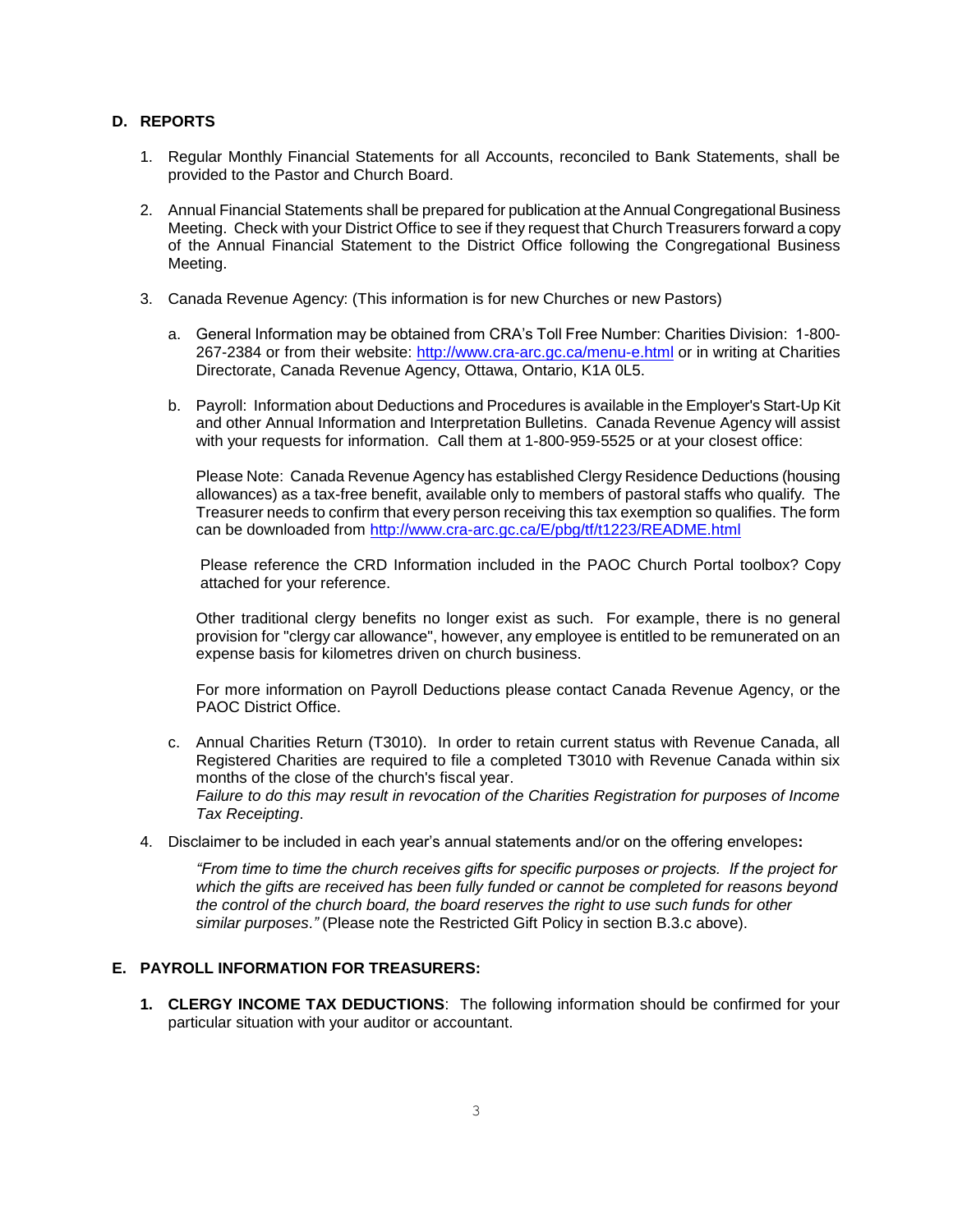## D. REPORTS

1. Regular Monthly Financial Statements for all Accounts, reconciled to Bank Statements, shall be provided to the Pastor and Church Board.

2. Annual Financial Statements shall be prepared for publication at the Annual Congregational Business Meeting. Check with your District Office to see if they request that Church Treasurers forward a copy of the Annual Financial Statement to the District Office following the Congregational Business Meeting.

3. Canada Revenue Agency: (This information is for new Churches or new Pastors)

   a. General Information may be obtained from CRA's Toll Free Number: Charities Division: 1-800-267-2384 or from their website: http://www.cra-arc.gc.ca/menu-e.html or in writing at Charities Directorate, Canada Revenue Agency, Ottawa, Ontario, K1A 0L5.

   b. Payroll: Information about Deductions and Procedures is available in the Employer's Start-Up Kit and other Annual Information and Interpretation Bulletins. Canada Revenue Agency will assist with your requests for information. Call them at 1-800-959-5525 or at your closest office:

      Please Note: Canada Revenue Agency has established Clergy Residence Deductions (housing allowances) as a tax-free benefit, available only to members of pastoral staffs who qualify. The Treasurer needs to confirm that every person receiving this tax exemption so qualifies. The form can be downloaded from http://www.cra-arc.gc.ca/E/pbg/tf/t1223/README.html

      Please reference the CRD Information included in the PAOC Church Portal toolbox? Copy attached for your reference.

      Other traditional clergy benefits no longer exist as such. For example, there is no general provision for "clergy car allowance", however, any employee is entitled to be remunerated on an expense basis for kilometres driven on church business.

      For more information on Payroll Deductions please contact Canada Revenue Agency, or the PAOC District Office.

   c. Annual Charities Return (T3010). In order to retain current status with Revenue Canada, all Registered Charities are required to file a completed T3010 with Revenue Canada within six months of the close of the church's fiscal year.
      *Failure to do this may result in revocation of the Charities Registration for purposes of Income Tax Receipting*.

4. Disclaimer to be included in each year's annual statements and/or on the offering envelopes:

   *"From time to time the church receives gifts for specific purposes or projects. If the project for which the gifts are received has been fully funded or cannot be completed for reasons beyond the control of the church board, the board reserves the right to use such funds for other similar purposes."* (Please note the Restricted Gift Policy in section B.3.c above).

## E. PAYROLL INFORMATION FOR TREASURERS:

1. **CLERGY INCOME TAX DEDUCTIONS**: The following information should be confirmed for your particular situation with your auditor or accountant.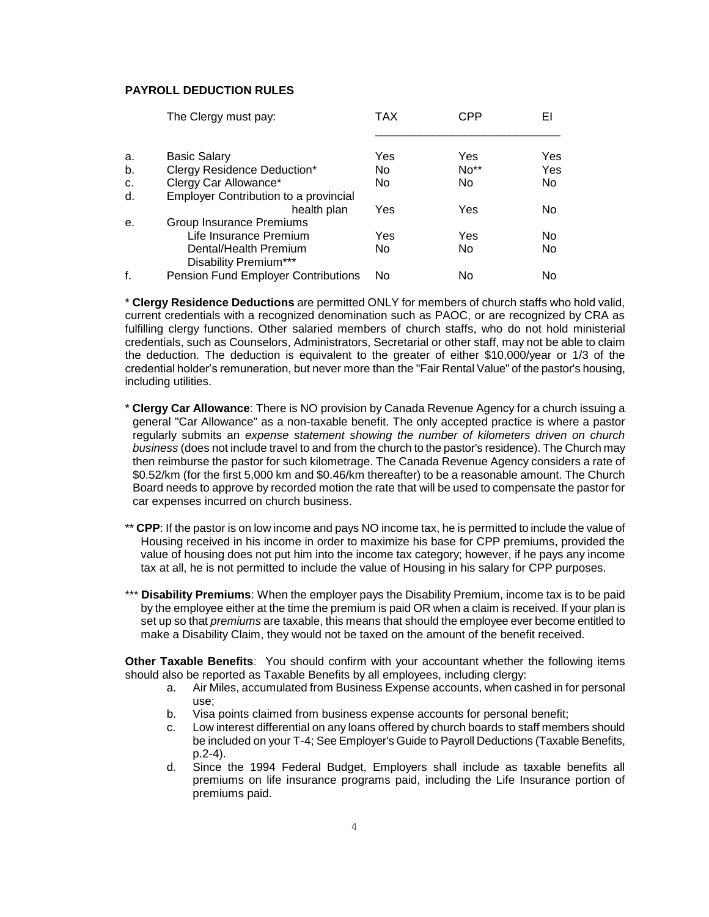**PAYROLL DEDUCTION RULES**

| | The Clergy must pay: | TAX | CPP | EI |
|---|---|---|---|---|
| a. | Basic Salary | Yes | Yes | Yes |
| b. | Clergy Residence Deduction* | No | No** | Yes |
| c. | Clergy Car Allowance* | No | No | No |
| d. | Employer Contribution to a provincial health plan | Yes | Yes | No |
| e. | Group Insurance Premiums | | | |
| | Life Insurance Premium | Yes | Yes | No |
| | Dental/Health Premium | No | No | No |
| | Disability Premium*** | | | |
| f. | Pension Fund Employer Contributions | No | No | No |

\* **Clergy Residence Deductions** are permitted ONLY for members of church staffs who hold valid, current credentials with a recognized denomination such as PAOC, or are recognized by CRA as fulfilling clergy functions. Other salaried members of church staffs, who do not hold ministerial credentials, such as Counselors, Administrators, Secretarial or other staff, may not be able to claim the deduction. The deduction is equivalent to the greater of either $10,000/year or 1/3 of the credential holder's remuneration, but never more than the "Fair Rental Value" of the pastor's housing, including utilities.

\* **Clergy Car Allowance**: There is NO provision by Canada Revenue Agency for a church issuing a general "Car Allowance" as a non-taxable benefit. The only accepted practice is where a pastor regularly submits an *expense statement showing the number of kilometers driven on church business* (does not include travel to and from the church to the pastor's residence). The Church may then reimburse the pastor for such kilometrage. The Canada Revenue Agency considers a rate of $0.52/km (for the first 5,000 km and $0.46/km thereafter) to be a reasonable amount. The Church Board needs to approve by recorded motion the rate that will be used to compensate the pastor for car expenses incurred on church business.

\*\* **CPP**: If the pastor is on low income and pays NO income tax, he is permitted to include the value of Housing received in his income in order to maximize his base for CPP premiums, provided the value of housing does not put him into the income tax category; however, if he pays any income tax at all, he is not permitted to include the value of Housing in his salary for CPP purposes.

\*\*\* **Disability Premiums**: When the employer pays the Disability Premium, income tax is to be paid by the employee either at the time the premium is paid OR when a claim is received. If your plan is set up so that *premiums* are taxable, this means that should the employee ever become entitled to make a Disability Claim, they would not be taxed on the amount of the benefit received.

**Other Taxable Benefits**: You should confirm with your accountant whether the following items should also be reported as Taxable Benefits by all employees, including clergy:

a. Air Miles, accumulated from Business Expense accounts, when cashed in for personal use;
b. Visa points claimed from business expense accounts for personal benefit;
c. Low interest differential on any loans offered by church boards to staff members should be included on your T-4; See Employer's Guide to Payroll Deductions (Taxable Benefits, p.2-4).
d. Since the 1994 Federal Budget, Employers shall include as taxable benefits all premiums on life insurance programs paid, including the Life Insurance portion of premiums paid.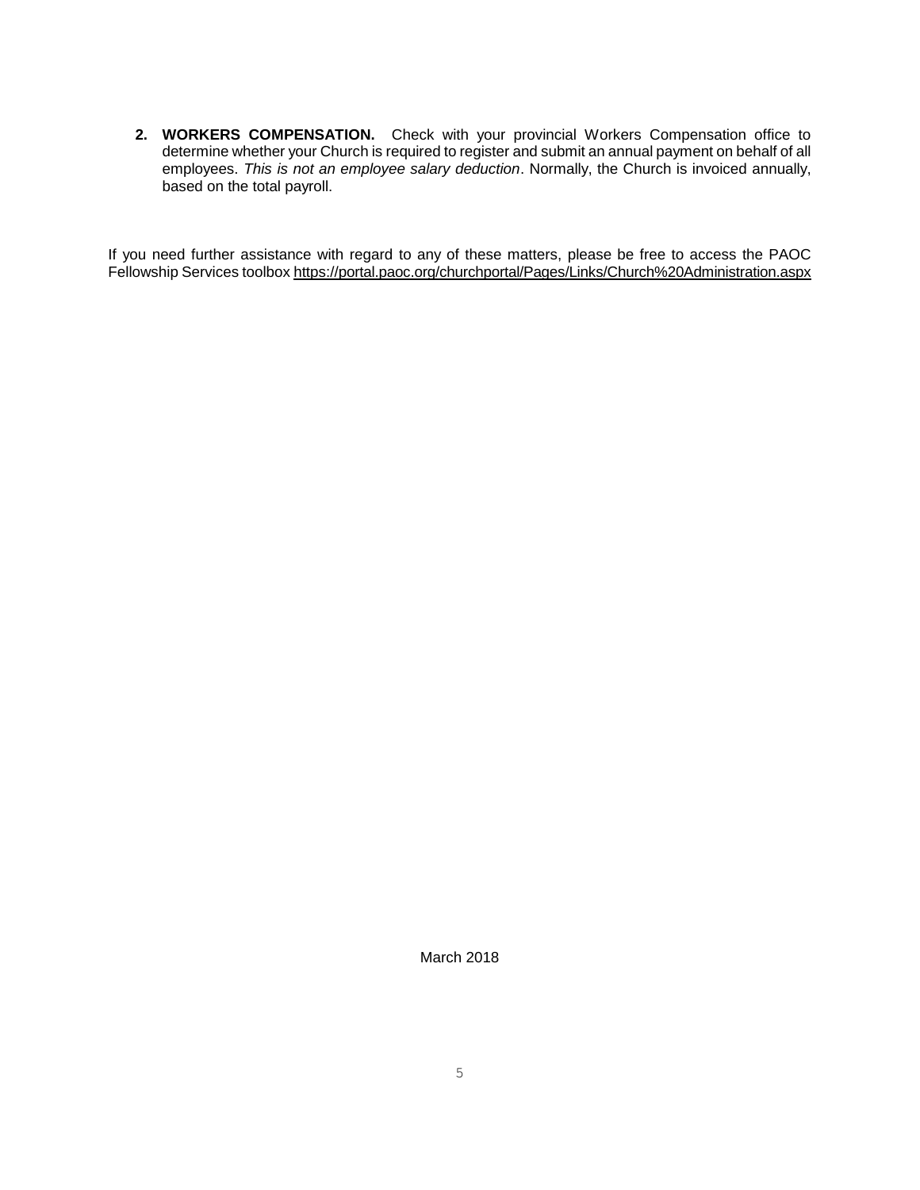2. **WORKERS COMPENSATION.** Check with your provincial Workers Compensation office to determine whether your Church is required to register and submit an annual payment on behalf of all employees. *This is not an employee salary deduction*. Normally, the Church is invoiced annually, based on the total payroll.

If you need further assistance with regard to any of these matters, please be free to access the PAOC Fellowship Services toolbox https://portal.paoc.org/churchportal/Pages/Links/Church%20Administration.aspx

March 2018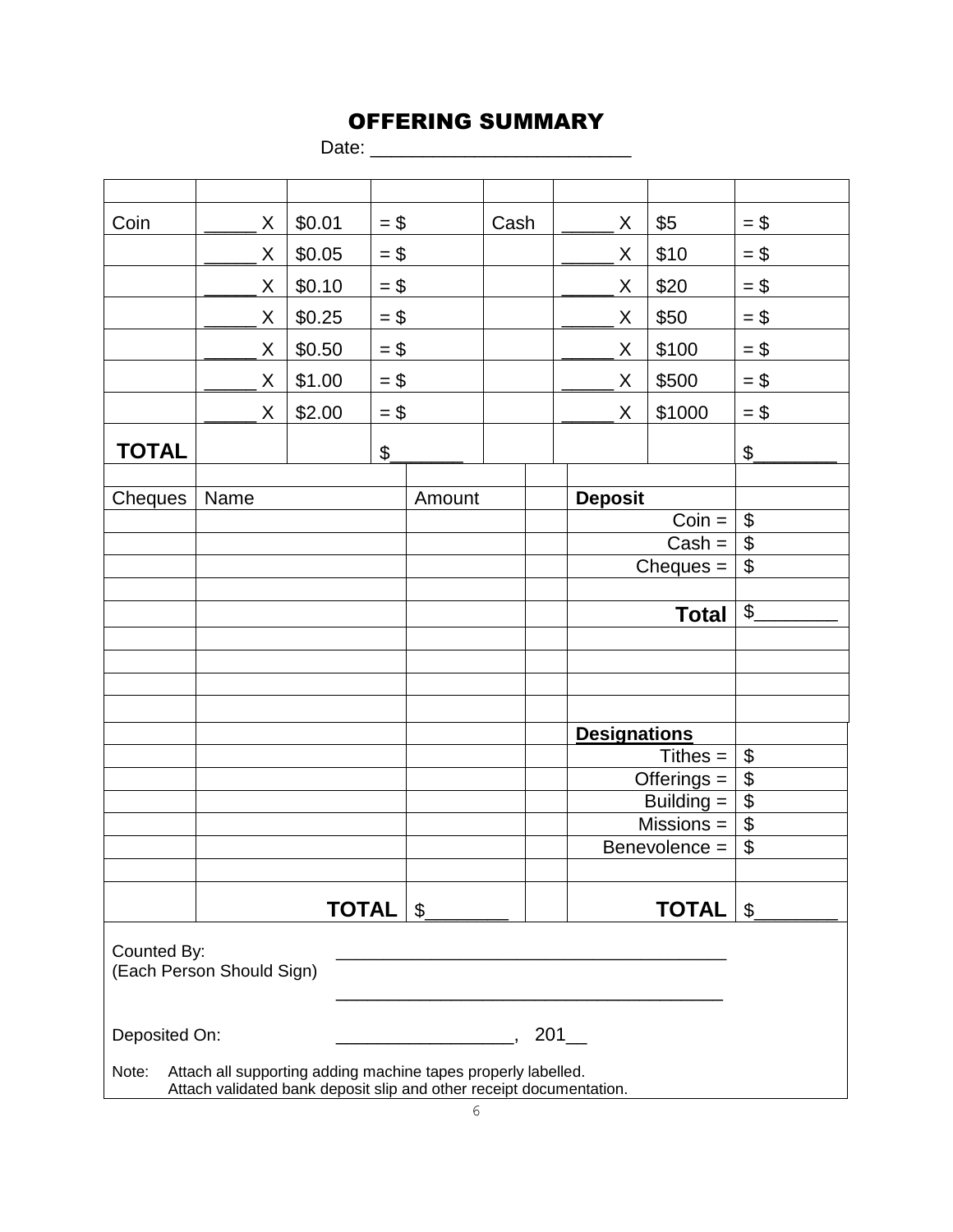# OFFERING SUMMARY

Date: ________________________

| | | | | | | | |
|---|---|---|---|---|---|---|---|
| Coin | _____ X | $0.01 | = $ | Cash | _____ X | $5 | = $ |
| | _____ X | $0.05 | = $ | | _____ X | $10 | = $ |
| | _____ X | $0.10 | = $ | | _____ X | $20 | = $ |
| | _____ X | $0.25 | = $ | | _____ X | $50 | = $ |
| | _____ X | $0.50 | = $ | | _____ X | $100 | = $ |
| | _____ X | $1.00 | = $ | | _____ X | $500 | = $ |
| | _____ X | $2.00 | = $ | | _____ X | $1000 | = $ |
| **TOTAL** | | | $_______ | | | | $________ |

| | | | | | |
|---|---|---|---|---|---|
| Cheques | Name | Amount | | **Deposit** | |
| | | | | Coin = | $ |
| | | | | Cash = | $ |
| | | | | Cheques = | $ |
| | | | | | |
| | | | | **Total** | $________ |
| | | | | | |
| | | | | | |
| | | | | | |
| | | | | | |
| | | | | **Designations** | |
| | | | | Tithes = | $ |
| | | | | Offerings = | $ |
| | | | | Building = | $ |
| | | | | Missions = | $ |
| | | | | Benevolence = | $ |
| | | | | | |
| | **TOTAL** | $________ | | **TOTAL** | $________ |

Counted By: _______________________________________
(Each Person Should Sign)

_______________________________________

Deposited On: _________________, 201__

Note: Attach all supporting adding machine tapes properly labelled.
Attach validated bank deposit slip and other receipt documentation.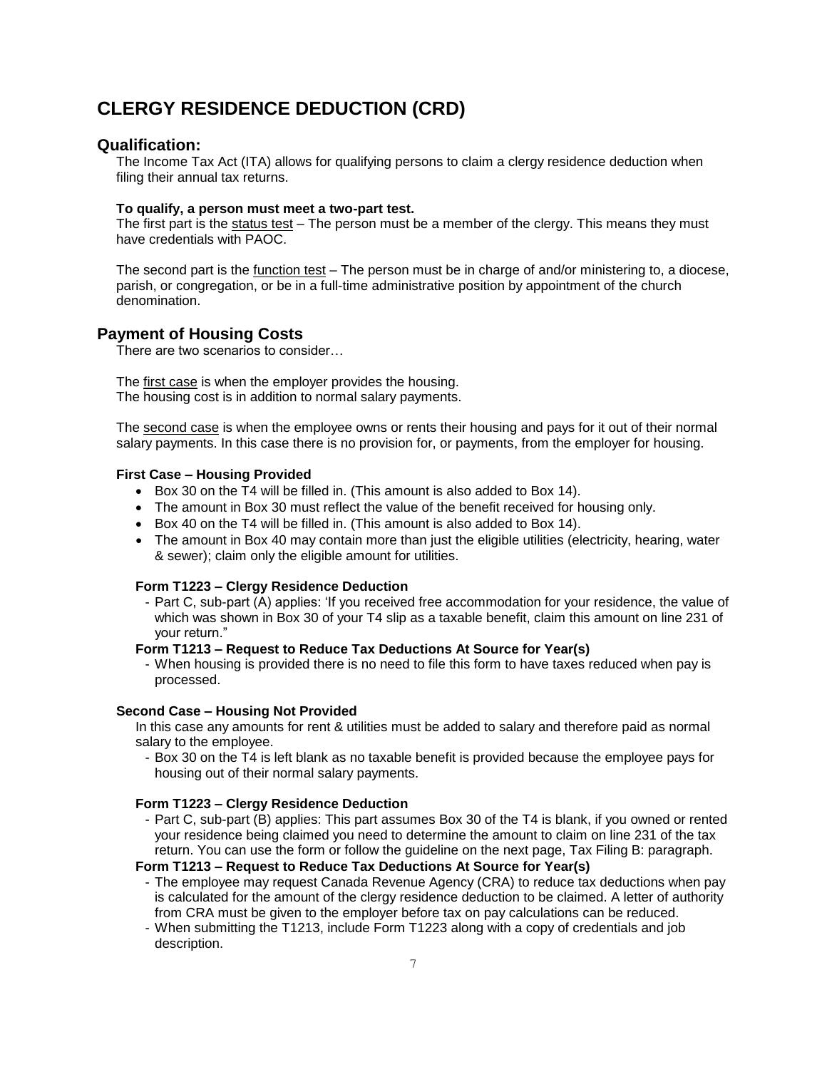# CLERGY RESIDENCE DEDUCTION (CRD)

## Qualification:

The Income Tax Act (ITA) allows for qualifying persons to claim a clergy residence deduction when filing their annual tax returns.

**To qualify, a person must meet a two-part test.**

The first part is the status test – The person must be a member of the clergy. This means they must have credentials with PAOC.

The second part is the function test – The person must be in charge of and/or ministering to, a diocese, parish, or congregation, or be in a full-time administrative position by appointment of the church denomination.

## Payment of Housing Costs

There are two scenarios to consider…

The first case is when the employer provides the housing.
The housing cost is in addition to normal salary payments.

The second case is when the employee owns or rents their housing and pays for it out of their normal salary payments. In this case there is no provision for, or payments, from the employer for housing.

### First Case – Housing Provided

- Box 30 on the T4 will be filled in. (This amount is also added to Box 14).
- The amount in Box 30 must reflect the value of the benefit received for housing only.
- Box 40 on the T4 will be filled in. (This amount is also added to Box 14).
- The amount in Box 40 may contain more than just the eligible utilities (electricity, hearing, water & sewer); claim only the eligible amount for utilities.

#### Form T1223 – Clergy Residence Deduction

- Part C, sub-part (A) applies: 'If you received free accommodation for your residence, the value of which was shown in Box 30 of your T4 slip as a taxable benefit, claim this amount on line 231 of your return."

#### Form T1213 – Request to Reduce Tax Deductions At Source for Year(s)

- When housing is provided there is no need to file this form to have taxes reduced when pay is processed.

### Second Case – Housing Not Provided

In this case any amounts for rent & utilities must be added to salary and therefore paid as normal salary to the employee.

- Box 30 on the T4 is left blank as no taxable benefit is provided because the employee pays for housing out of their normal salary payments.

#### Form T1223 – Clergy Residence Deduction

- Part C, sub-part (B) applies: This part assumes Box 30 of the T4 is blank, if you owned or rented your residence being claimed you need to determine the amount to claim on line 231 of the tax return. You can use the form or follow the guideline on the next page, Tax Filing B: paragraph.

#### Form T1213 – Request to Reduce Tax Deductions At Source for Year(s)

- The employee may request Canada Revenue Agency (CRA) to reduce tax deductions when pay is calculated for the amount of the clergy residence deduction to be claimed. A letter of authority from CRA must be given to the employer before tax on pay calculations can be reduced.
- When submitting the T1213, include Form T1223 along with a copy of credentials and job description.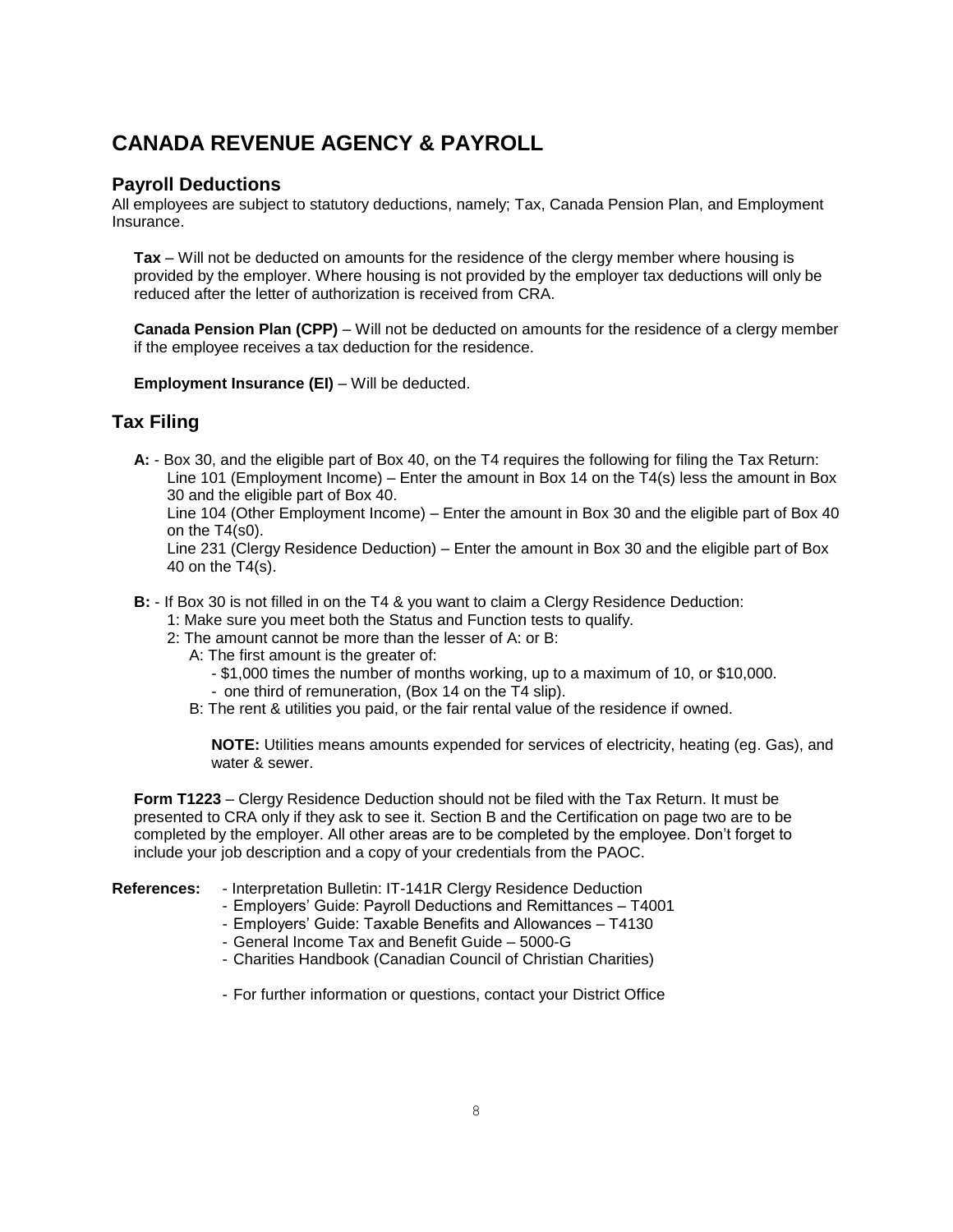# CANADA REVENUE AGENCY & PAYROLL

## Payroll Deductions

All employees are subject to statutory deductions, namely; Tax, Canada Pension Plan, and Employment Insurance.

**Tax** – Will not be deducted on amounts for the residence of the clergy member where housing is provided by the employer. Where housing is not provided by the employer tax deductions will only be reduced after the letter of authorization is received from CRA.

**Canada Pension Plan (CPP)** – Will not be deducted on amounts for the residence of a clergy member if the employee receives a tax deduction for the residence.

**Employment Insurance (EI)** – Will be deducted.

## Tax Filing

**A:** - Box 30, and the eligible part of Box 40, on the T4 requires the following for filing the Tax Return:

Line 101 (Employment Income) – Enter the amount in Box 14 on the T4(s) less the amount in Box 30 and the eligible part of Box 40.

Line 104 (Other Employment Income) – Enter the amount in Box 30 and the eligible part of Box 40 on the T4(s0).

Line 231 (Clergy Residence Deduction) – Enter the amount in Box 30 and the eligible part of Box 40 on the T4(s).

**B:** - If Box 30 is not filled in on the T4 & you want to claim a Clergy Residence Deduction:

1: Make sure you meet both the Status and Function tests to qualify.

2: The amount cannot be more than the lesser of A: or B:

A: The first amount is the greater of:

- $1,000 times the number of months working, up to a maximum of 10, or $10,000.
- one third of remuneration, (Box 14 on the T4 slip).

B: The rent & utilities you paid, or the fair rental value of the residence if owned.

**NOTE:** Utilities means amounts expended for services of electricity, heating (eg. Gas), and water & sewer.

**Form T1223** – Clergy Residence Deduction should not be filed with the Tax Return. It must be presented to CRA only if they ask to see it. Section B and the Certification on page two are to be completed by the employer. All other areas are to be completed by the employee. Don't forget to include your job description and a copy of your credentials from the PAOC.

**References:**

- Interpretation Bulletin: IT-141R Clergy Residence Deduction
- Employers' Guide: Payroll Deductions and Remittances – T4001
- Employers' Guide: Taxable Benefits and Allowances – T4130
- General Income Tax and Benefit Guide – 5000-G
- Charities Handbook (Canadian Council of Christian Charities)

- For further information or questions, contact your District Office